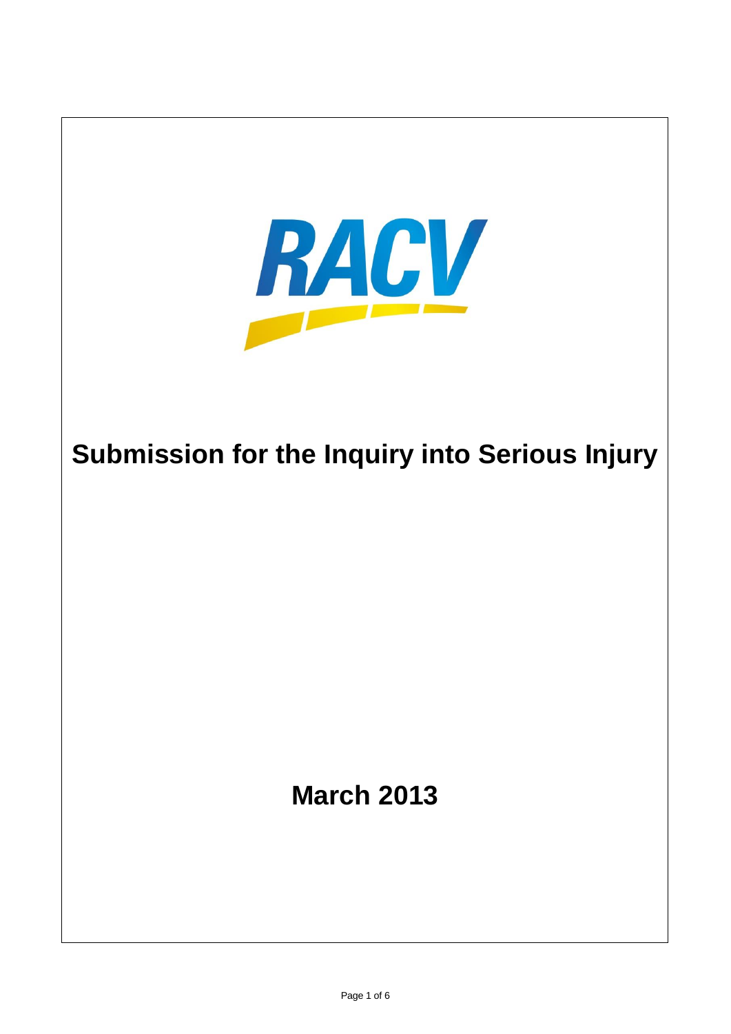RACV

# Submission for the Inquiry into Serious Injury

**March 2013**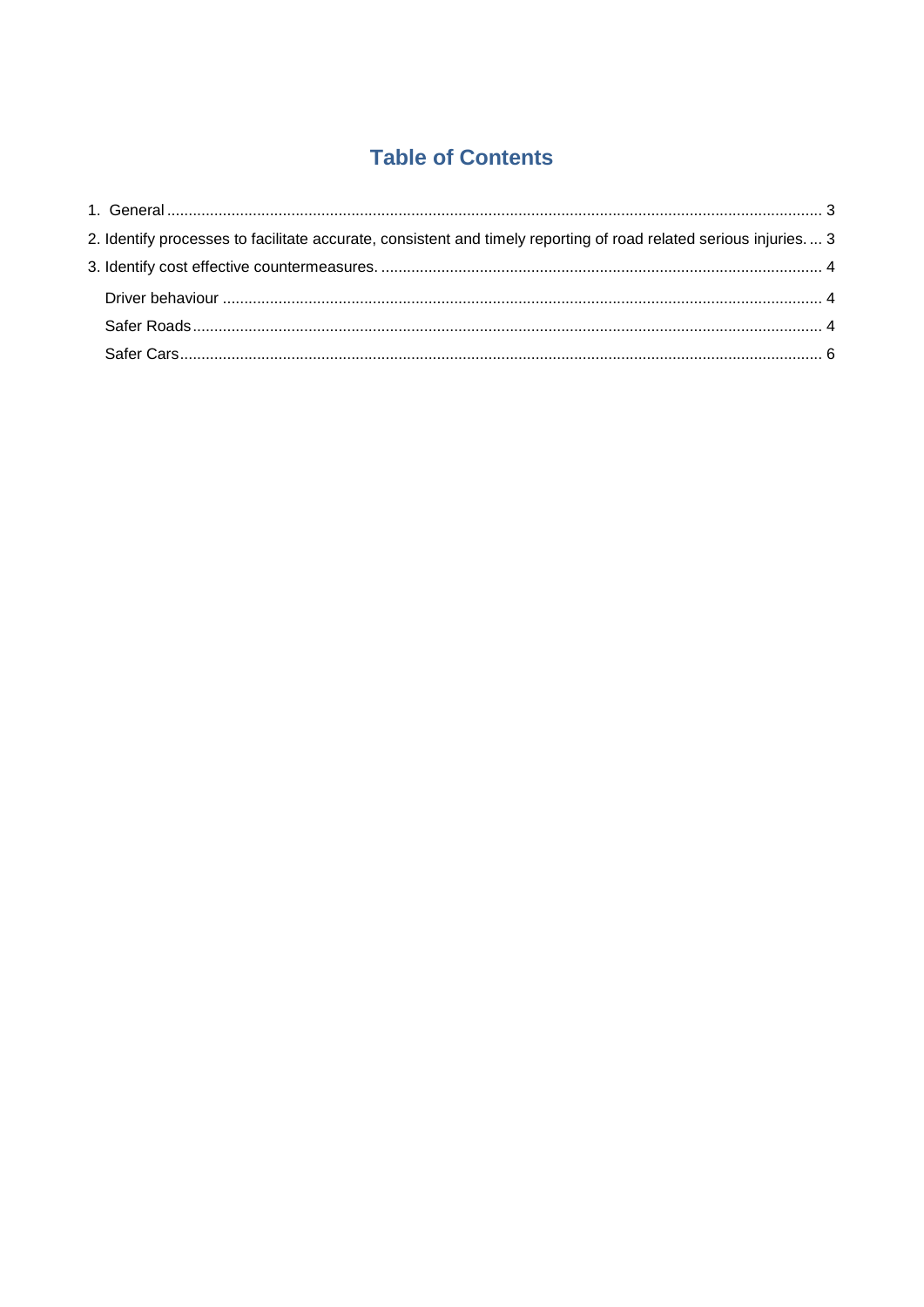# Table of Contents

1. General ........................................................................................................................................... 3

2. Identify processes to facilitate accurate, consistent and timely reporting of road related serious injuries. ... 3

3. Identify cost effective countermeasures. ..................................................................................... 4

   Driver behaviour .......................................................................................................................... 4

   Safer Roads .................................................................................................................................. 4

   Safer Cars ..................................................................................................................................... 6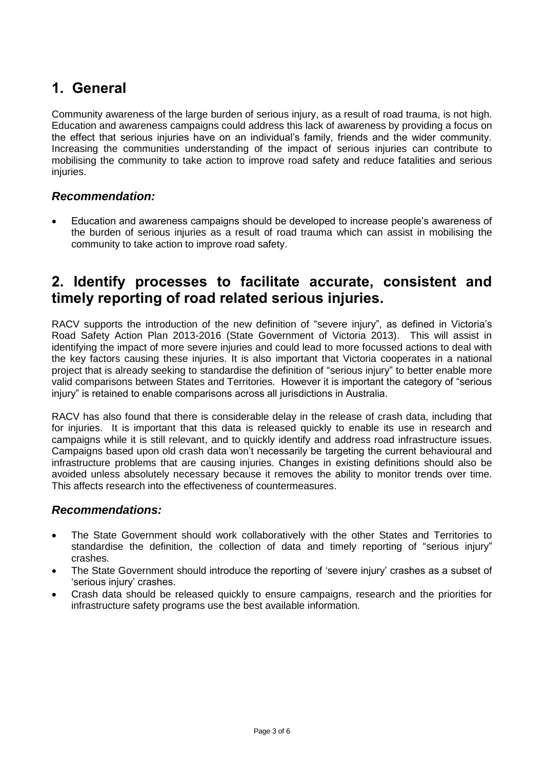# 1. General

Community awareness of the large burden of serious injury, as a result of road trauma, is not high. Education and awareness campaigns could address this lack of awareness by providing a focus on the effect that serious injuries have on an individual's family, friends and the wider community. Increasing the communities understanding of the impact of serious injuries can contribute to mobilising the community to take action to improve road safety and reduce fatalities and serious injuries.

### *Recommendation:*

- Education and awareness campaigns should be developed to increase people's awareness of the burden of serious injuries as a result of road trauma which can assist in mobilising the community to take action to improve road safety.

# 2. Identify processes to facilitate accurate, consistent and timely reporting of road related serious injuries.

RACV supports the introduction of the new definition of "severe injury", as defined in Victoria's Road Safety Action Plan 2013-2016 (State Government of Victoria 2013). This will assist in identifying the impact of more severe injuries and could lead to more focussed actions to deal with the key factors causing these injuries. It is also important that Victoria cooperates in a national project that is already seeking to standardise the definition of "serious injury" to better enable more valid comparisons between States and Territories. However it is important the category of "serious injury" is retained to enable comparisons across all jurisdictions in Australia.

RACV has also found that there is considerable delay in the release of crash data, including that for injuries. It is important that this data is released quickly to enable its use in research and campaigns while it is still relevant, and to quickly identify and address road infrastructure issues. Campaigns based upon old crash data won't necessarily be targeting the current behavioural and infrastructure problems that are causing injuries. Changes in existing definitions should also be avoided unless absolutely necessary because it removes the ability to monitor trends over time. This affects research into the effectiveness of countermeasures.

### *Recommendations:*

- The State Government should work collaboratively with the other States and Territories to standardise the definition, the collection of data and timely reporting of "serious injury" crashes.
- The State Government should introduce the reporting of 'severe injury' crashes as a subset of 'serious injury' crashes.
- Crash data should be released quickly to ensure campaigns, research and the priorities for infrastructure safety programs use the best available information.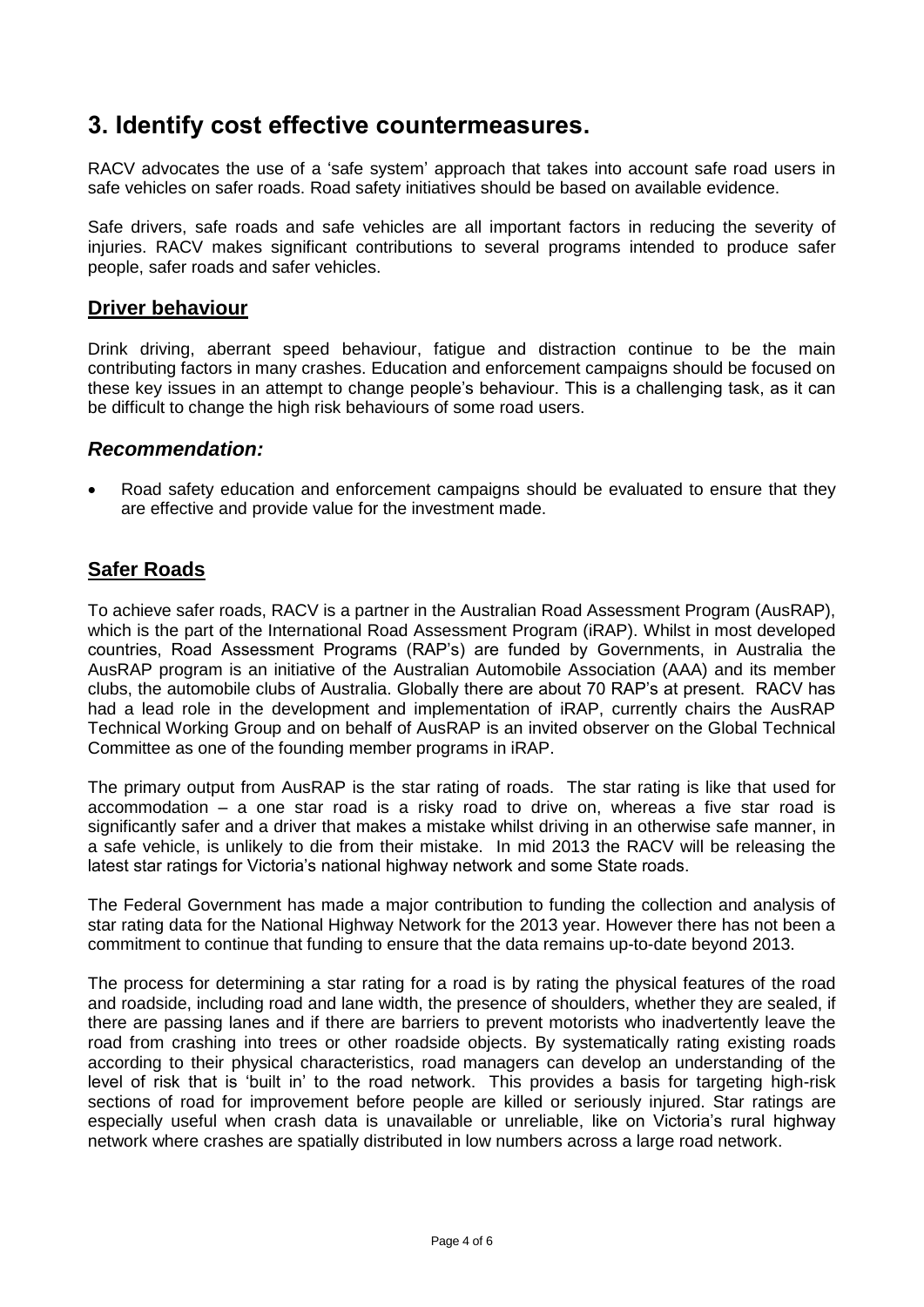# 3. Identify cost effective countermeasures.

RACV advocates the use of a 'safe system' approach that takes into account safe road users in safe vehicles on safer roads. Road safety initiatives should be based on available evidence.

Safe drivers, safe roads and safe vehicles are all important factors in reducing the severity of injuries. RACV makes significant contributions to several programs intended to produce safer people, safer roads and safer vehicles.

## Driver behaviour

Drink driving, aberrant speed behaviour, fatigue and distraction continue to be the main contributing factors in many crashes. Education and enforcement campaigns should be focused on these key issues in an attempt to change people's behaviour. This is a challenging task, as it can be difficult to change the high risk behaviours of some road users.

### *Recommendation:*

- Road safety education and enforcement campaigns should be evaluated to ensure that they are effective and provide value for the investment made.

## Safer Roads

To achieve safer roads, RACV is a partner in the Australian Road Assessment Program (AusRAP), which is the part of the International Road Assessment Program (iRAP). Whilst in most developed countries, Road Assessment Programs (RAP's) are funded by Governments, in Australia the AusRAP program is an initiative of the Australian Automobile Association (AAA) and its member clubs, the automobile clubs of Australia. Globally there are about 70 RAP's at present. RACV has had a lead role in the development and implementation of iRAP, currently chairs the AusRAP Technical Working Group and on behalf of AusRAP is an invited observer on the Global Technical Committee as one of the founding member programs in iRAP.

The primary output from AusRAP is the star rating of roads. The star rating is like that used for accommodation – a one star road is a risky road to drive on, whereas a five star road is significantly safer and a driver that makes a mistake whilst driving in an otherwise safe manner, in a safe vehicle, is unlikely to die from their mistake. In mid 2013 the RACV will be releasing the latest star ratings for Victoria's national highway network and some State roads.

The Federal Government has made a major contribution to funding the collection and analysis of star rating data for the National Highway Network for the 2013 year. However there has not been a commitment to continue that funding to ensure that the data remains up-to-date beyond 2013.

The process for determining a star rating for a road is by rating the physical features of the road and roadside, including road and lane width, the presence of shoulders, whether they are sealed, if there are passing lanes and if there are barriers to prevent motorists who inadvertently leave the road from crashing into trees or other roadside objects. By systematically rating existing roads according to their physical characteristics, road managers can develop an understanding of the level of risk that is 'built in' to the road network. This provides a basis for targeting high-risk sections of road for improvement before people are killed or seriously injured. Star ratings are especially useful when crash data is unavailable or unreliable, like on Victoria's rural highway network where crashes are spatially distributed in low numbers across a large road network.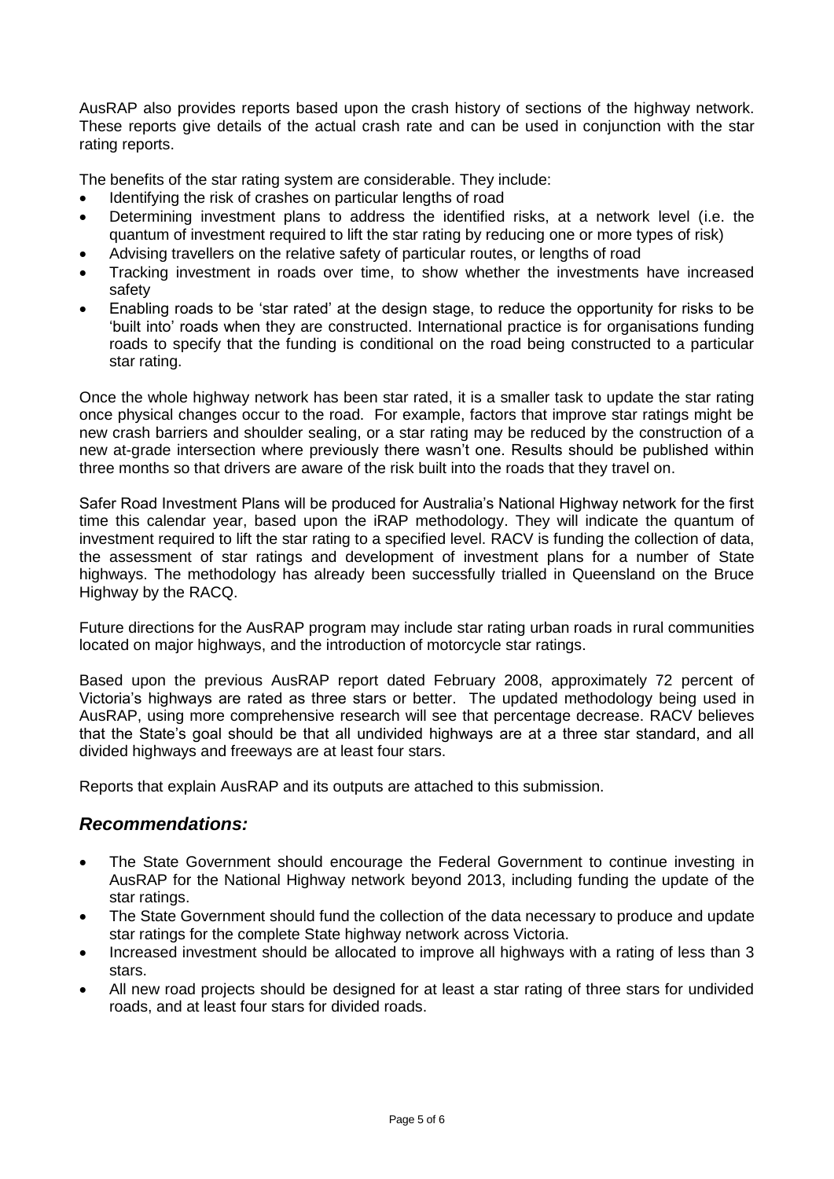AusRAP also provides reports based upon the crash history of sections of the highway network. These reports give details of the actual crash rate and can be used in conjunction with the star rating reports.

The benefits of the star rating system are considerable. They include:

- Identifying the risk of crashes on particular lengths of road
- Determining investment plans to address the identified risks, at a network level (i.e. the quantum of investment required to lift the star rating by reducing one or more types of risk)
- Advising travellers on the relative safety of particular routes, or lengths of road
- Tracking investment in roads over time, to show whether the investments have increased safety
- Enabling roads to be 'star rated' at the design stage, to reduce the opportunity for risks to be 'built into' roads when they are constructed. International practice is for organisations funding roads to specify that the funding is conditional on the road being constructed to a particular star rating.

Once the whole highway network has been star rated, it is a smaller task to update the star rating once physical changes occur to the road. For example, factors that improve star ratings might be new crash barriers and shoulder sealing, or a star rating may be reduced by the construction of a new at-grade intersection where previously there wasn't one. Results should be published within three months so that drivers are aware of the risk built into the roads that they travel on.

Safer Road Investment Plans will be produced for Australia's National Highway network for the first time this calendar year, based upon the iRAP methodology. They will indicate the quantum of investment required to lift the star rating to a specified level. RACV is funding the collection of data, the assessment of star ratings and development of investment plans for a number of State highways. The methodology has already been successfully trialled in Queensland on the Bruce Highway by the RACQ.

Future directions for the AusRAP program may include star rating urban roads in rural communities located on major highways, and the introduction of motorcycle star ratings.

Based upon the previous AusRAP report dated February 2008, approximately 72 percent of Victoria's highways are rated as three stars or better. The updated methodology being used in AusRAP, using more comprehensive research will see that percentage decrease. RACV believes that the State's goal should be that all undivided highways are at a three star standard, and all divided highways and freeways are at least four stars.

Reports that explain AusRAP and its outputs are attached to this submission.

## *Recommendations:*

- The State Government should encourage the Federal Government to continue investing in AusRAP for the National Highway network beyond 2013, including funding the update of the star ratings.
- The State Government should fund the collection of the data necessary to produce and update star ratings for the complete State highway network across Victoria.
- Increased investment should be allocated to improve all highways with a rating of less than 3 stars.
- All new road projects should be designed for at least a star rating of three stars for undivided roads, and at least four stars for divided roads.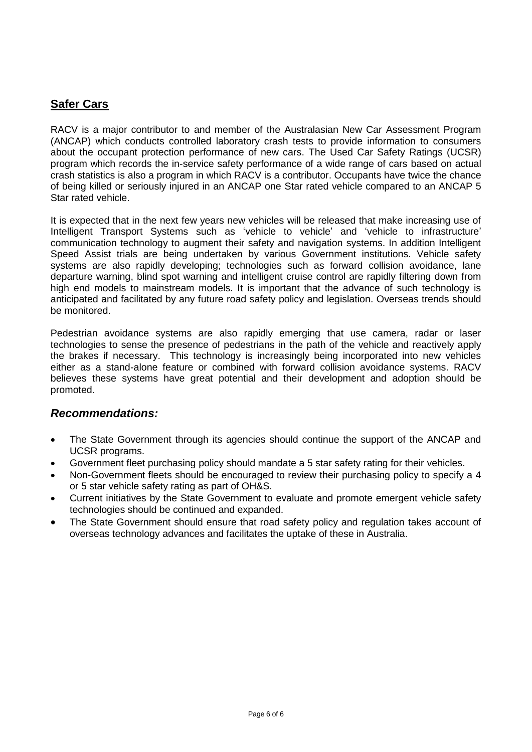## Safer Cars

RACV is a major contributor to and member of the Australasian New Car Assessment Program (ANCAP) which conducts controlled laboratory crash tests to provide information to consumers about the occupant protection performance of new cars. The Used Car Safety Ratings (UCSR) program which records the in-service safety performance of a wide range of cars based on actual crash statistics is also a program in which RACV is a contributor. Occupants have twice the chance of being killed or seriously injured in an ANCAP one Star rated vehicle compared to an ANCAP 5 Star rated vehicle.

It is expected that in the next few years new vehicles will be released that make increasing use of Intelligent Transport Systems such as 'vehicle to vehicle' and 'vehicle to infrastructure' communication technology to augment their safety and navigation systems. In addition Intelligent Speed Assist trials are being undertaken by various Government institutions. Vehicle safety systems are also rapidly developing; technologies such as forward collision avoidance, lane departure warning, blind spot warning and intelligent cruise control are rapidly filtering down from high end models to mainstream models. It is important that the advance of such technology is anticipated and facilitated by any future road safety policy and legislation. Overseas trends should be monitored.

Pedestrian avoidance systems are also rapidly emerging that use camera, radar or laser technologies to sense the presence of pedestrians in the path of the vehicle and reactively apply the brakes if necessary. This technology is increasingly being incorporated into new vehicles either as a stand-alone feature or combined with forward collision avoidance systems. RACV believes these systems have great potential and their development and adoption should be promoted.

### *Recommendations:*

- The State Government through its agencies should continue the support of the ANCAP and UCSR programs.
- Government fleet purchasing policy should mandate a 5 star safety rating for their vehicles.
- Non-Government fleets should be encouraged to review their purchasing policy to specify a 4 or 5 star vehicle safety rating as part of OH&S.
- Current initiatives by the State Government to evaluate and promote emergent vehicle safety technologies should be continued and expanded.
- The State Government should ensure that road safety policy and regulation takes account of overseas technology advances and facilitates the uptake of these in Australia.